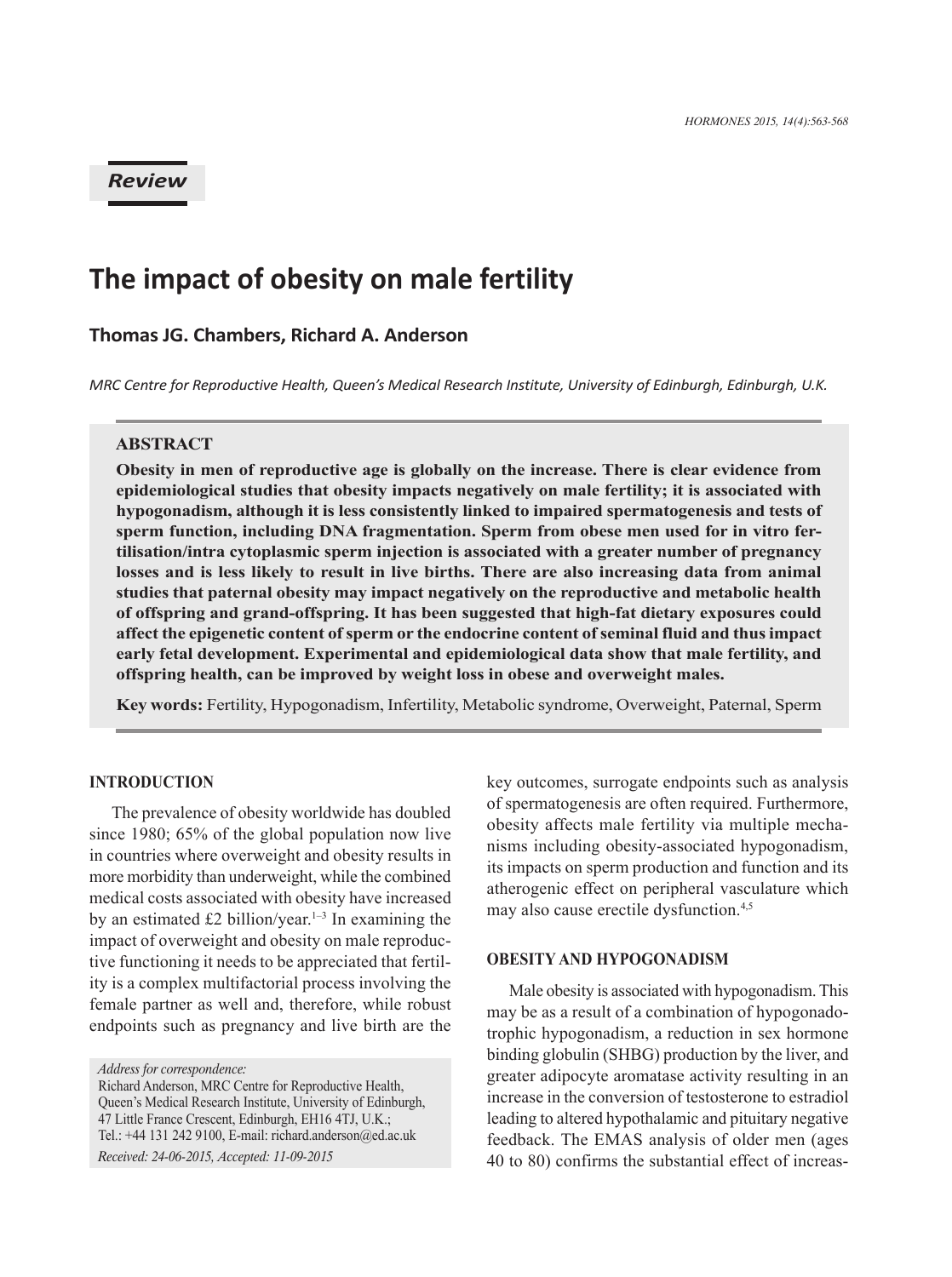*Review*

# The impact of obesity on male fertility

**Thomas JG. Chambers, Richard A. Anderson**

*MRC Centre for Reproductive Health, Queen's Medical Research Institute, University of Edinburgh, Edinburgh, U.K.*

## ABSTRACT

**Obesity in men of reproductive age is globally on the increase. There is clear evidence from epidemiological studies that obesity impacts negatively on male fertility; it is associated with hypogonadism, although it is less consistently linked to impaired spermatogenesis and tests of sperm function, including DNA fragmentation. Sperm from obese men used for in vitro fertilisation/intra cytoplasmic sperm injection is associated with a greater number of pregnancy losses and is less likely to result in live births. There are also increasing data from animal studies that paternal obesity may impact negatively on the reproductive and metabolic health of offspring and grand-offspring. It has been suggested that high-fat dietary exposures could affect the epigenetic content of sperm or the endocrine content of seminal fluid and thus impact early fetal development. Experimental and epidemiological data show that male fertility, and offspring health, can be improved by weight loss in obese and overweight males.**

**Key words:** Fertility, Hypogonadism, Infertility, Metabolic syndrome, Overweight, Paternal, Sperm

## INTRODUCTION

The prevalence of obesity worldwide has doubled since 1980; 65% of the global population now live in countries where overweight and obesity results in more morbidity than underweight, while the combined medical costs associated with obesity have increased by an estimated £2 billion/year.[1–3] In examining the impact of overweight and obesity on male reproductive functioning it needs to be appreciated that fertility is a complex multifactorial process involving the female partner as well and, therefore, while robust endpoints such as pregnancy and live birth are the key outcomes, surrogate endpoints such as analysis of spermatogenesis are often required. Furthermore, obesity affects male fertility via multiple mechanisms including obesity-associated hypogonadism, its impacts on sperm production and function and its atherogenic effect on peripheral vasculature which may also cause erectile dysfunction.[4,5]

## OBESITY AND HYPOGONADISM

Male obesity is associated with hypogonadism. This may be as a result of a combination of hypogonadotrophic hypogonadism, a reduction in sex hormone binding globulin (SHBG) production by the liver, and greater adipocyte aromatase activity resulting in an increase in the conversion of testosterone to estradiol leading to altered hypothalamic and pituitary negative feedback. The EMAS analysis of older men (ages 40 to 80) confirms the substantial effect of increas-

*Address for correspondence:*
Richard Anderson, MRC Centre for Reproductive Health, Queen's Medical Research Institute, University of Edinburgh, 47 Little France Crescent, Edinburgh, EH16 4TJ, U.K.; Tel.: +44 131 242 9100, E-mail: richard.anderson@ed.ac.uk

*Received: 24-06-2015, Accepted: 11-09-2015*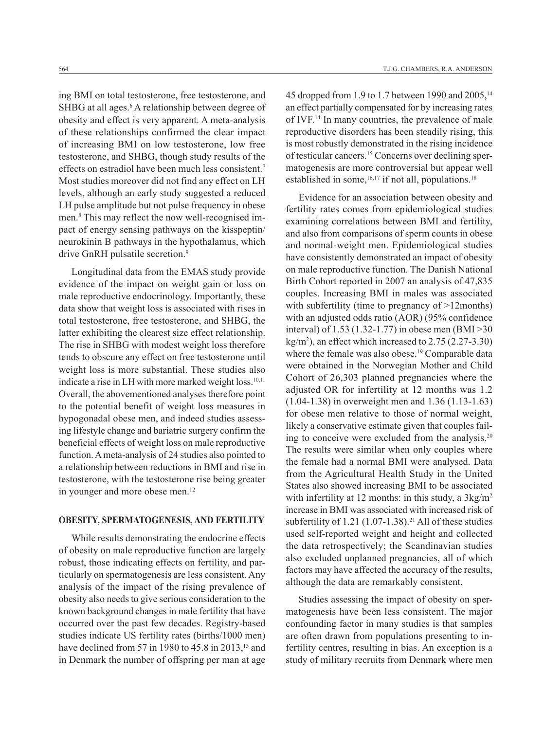ing BMI on total testosterone, free testosterone, and SHBG at all ages.[6] A relationship between degree of obesity and effect is very apparent. A meta-analysis of these relationships confirmed the clear impact of increasing BMI on low testosterone, low free testosterone, and SHBG, though study results of the effects on estradiol have been much less consistent.[7] Most studies moreover did not find any effect on LH levels, although an early study suggested a reduced LH pulse amplitude but not pulse frequency in obese men.[8] This may reflect the now well-recognised impact of energy sensing pathways on the kisspeptin/neurokinin B pathways in the hypothalamus, which drive GnRH pulsatile secretion.[9]

Longitudinal data from the EMAS study provide evidence of the impact on weight gain or loss on male reproductive endocrinology. Importantly, these data show that weight loss is associated with rises in total testosterone, free testosterone, and SHBG, the latter exhibiting the clearest size effect relationship. The rise in SHBG with modest weight loss therefore tends to obscure any effect on free testosterone until weight loss is more substantial. These studies also indicate a rise in LH with more marked weight loss.[10,11] Overall, the abovementioned analyses therefore point to the potential benefit of weight loss measures in hypogonadal obese men, and indeed studies assessing lifestyle change and bariatric surgery confirm the beneficial effects of weight loss on male reproductive function. A meta-analysis of 24 studies also pointed to a relationship between reductions in BMI and rise in testosterone, with the testosterone rise being greater in younger and more obese men.[12]

## OBESITY, SPERMATOGENESIS, AND FERTILITY

While results demonstrating the endocrine effects of obesity on male reproductive function are largely robust, those indicating effects on fertility, and particularly on spermatogenesis are less consistent. Any analysis of the impact of the rising prevalence of obesity also needs to give serious consideration to the known background changes in male fertility that have occurred over the past few decades. Registry-based studies indicate US fertility rates (births/1000 men) have declined from 57 in 1980 to 45.8 in 2013,[13] and in Denmark the number of offspring per man at age 45 dropped from 1.9 to 1.7 between 1990 and 2005,[14] an effect partially compensated for by increasing rates of IVF.[14] In many countries, the prevalence of male reproductive disorders has been steadily rising, this is most robustly demonstrated in the rising incidence of testicular cancers.[15] Concerns over declining spermatogenesis are more controversial but appear well established in some,[16,17] if not all, populations.[18]

Evidence for an association between obesity and fertility rates comes from epidemiological studies examining correlations between BMI and fertility, and also from comparisons of sperm counts in obese and normal-weight men. Epidemiological studies have consistently demonstrated an impact of obesity on male reproductive function. The Danish National Birth Cohort reported in 2007 an analysis of 47,835 couples. Increasing BMI in males was associated with subfertility (time to pregnancy of >12months) with an adjusted odds ratio (AOR) (95% confidence interval) of 1.53 (1.32-1.77) in obese men (BMI >30 kg/m$^2$), an effect which increased to 2.75 (2.27-3.30) where the female was also obese.[19] Comparable data were obtained in the Norwegian Mother and Child Cohort of 26,303 planned pregnancies where the adjusted OR for infertility at 12 months was 1.2 (1.04-1.38) in overweight men and 1.36 (1.13-1.63) for obese men relative to those of normal weight, likely a conservative estimate given that couples failing to conceive were excluded from the analysis.[20] The results were similar when only couples where the female had a normal BMI were analysed. Data from the Agricultural Health Study in the United States also showed increasing BMI to be associated with infertility at 12 months: in this study, a 3kg/m$^2$ increase in BMI was associated with increased risk of subfertility of 1.21 (1.07-1.38).[21] All of these studies used self-reported weight and height and collected the data retrospectively; the Scandinavian studies also excluded unplanned pregnancies, all of which factors may have affected the accuracy of the results, although the data are remarkably consistent.

Studies assessing the impact of obesity on spermatogenesis have been less consistent. The major confounding factor in many studies is that samples are often drawn from populations presenting to infertility centres, resulting in bias. An exception is a study of military recruits from Denmark where men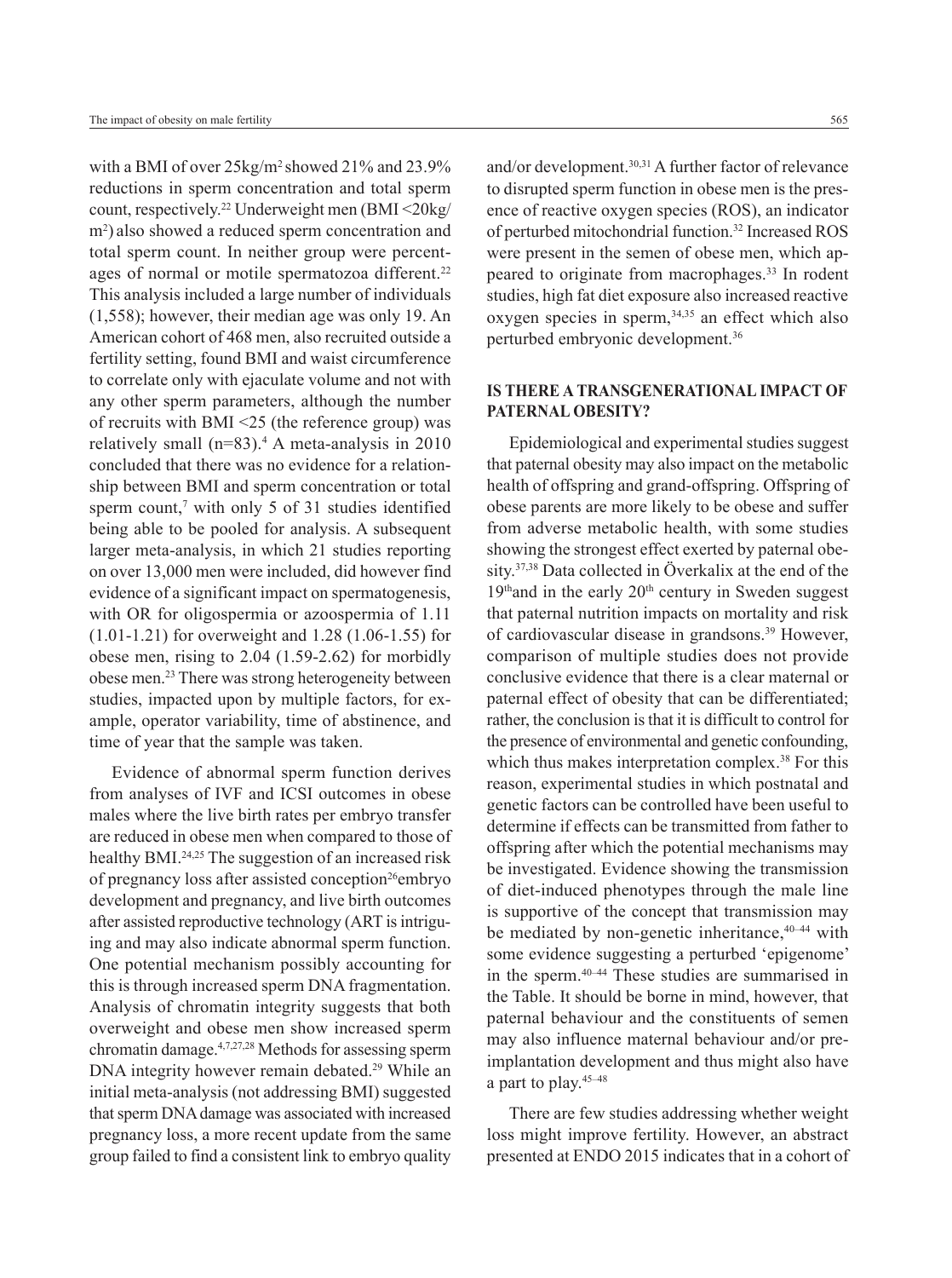with a BMI of over 25kg/m$^2$ showed 21% and 23.9% reductions in sperm concentration and total sperm count, respectively.[22] Underweight men (BMI <20kg/m$^2$) also showed a reduced sperm concentration and total sperm count. In neither group were percentages of normal or motile spermatozoa different.[22] This analysis included a large number of individuals (1,558); however, their median age was only 19. An American cohort of 468 men, also recruited outside a fertility setting, found BMI and waist circumference to correlate only with ejaculate volume and not with any other sperm parameters, although the number of recruits with BMI <25 (the reference group) was relatively small (n=83).[4] A meta-analysis in 2010 concluded that there was no evidence for a relationship between BMI and sperm concentration or total sperm count,[7] with only 5 of 31 studies identified being able to be pooled for analysis. A subsequent larger meta-analysis, in which 21 studies reporting on over 13,000 men were included, did however find evidence of a significant impact on spermatogenesis, with OR for oligospermia or azoospermia of 1.11 (1.01-1.21) for overweight and 1.28 (1.06-1.55) for obese men, rising to 2.04 (1.59-2.62) for morbidly obese men.[23] There was strong heterogeneity between studies, impacted upon by multiple factors, for example, operator variability, time of abstinence, and time of year that the sample was taken.

Evidence of abnormal sperm function derives from analyses of IVF and ICSI outcomes in obese males where the live birth rates per embryo transfer are reduced in obese men when compared to those of healthy BMI.[24,25] The suggestion of an increased risk of pregnancy loss after assisted conception[26]embryo development and pregnancy, and live birth outcomes after assisted reproductive technology (ART is intriguing and may also indicate abnormal sperm function. One potential mechanism possibly accounting for this is through increased sperm DNA fragmentation. Analysis of chromatin integrity suggests that both overweight and obese men show increased sperm chromatin damage.[4,7,27,28] Methods for assessing sperm DNA integrity however remain debated.[29] While an initial meta-analysis (not addressing BMI) suggested that sperm DNA damage was associated with increased pregnancy loss, a more recent update from the same group failed to find a consistent link to embryo quality and/or development.[30,31] A further factor of relevance to disrupted sperm function in obese men is the presence of reactive oxygen species (ROS), an indicator of perturbed mitochondrial function.[32] Increased ROS were present in the semen of obese men, which appeared to originate from macrophages.[33] In rodent studies, high fat diet exposure also increased reactive oxygen species in sperm,[34,35] an effect which also perturbed embryonic development.[36]

## IS THERE A TRANSGENERATIONAL IMPACT OF PATERNAL OBESITY?

Epidemiological and experimental studies suggest that paternal obesity may also impact on the metabolic health of offspring and grand-offspring. Offspring of obese parents are more likely to be obese and suffer from adverse metabolic health, with some studies showing the strongest effect exerted by paternal obesity.[37,38] Data collected in Överkalix at the end of the 19$^{th}$and in the early 20$^{th}$ century in Sweden suggest that paternal nutrition impacts on mortality and risk of cardiovascular disease in grandsons.[39] However, comparison of multiple studies does not provide conclusive evidence that there is a clear maternal or paternal effect of obesity that can be differentiated; rather, the conclusion is that it is difficult to control for the presence of environmental and genetic confounding, which thus makes interpretation complex.[38] For this reason, experimental studies in which postnatal and genetic factors can be controlled have been useful to determine if effects can be transmitted from father to offspring after which the potential mechanisms may be investigated. Evidence showing the transmission of diet-induced phenotypes through the male line is supportive of the concept that transmission may be mediated by non-genetic inheritance,[40–44] with some evidence suggesting a perturbed 'epigenome' in the sperm.[40–44] These studies are summarised in the Table. It should be borne in mind, however, that paternal behaviour and the constituents of semen may also influence maternal behaviour and/or preimplantation development and thus might also have a part to play.[45–48]

There are few studies addressing whether weight loss might improve fertility. However, an abstract presented at ENDO 2015 indicates that in a cohort of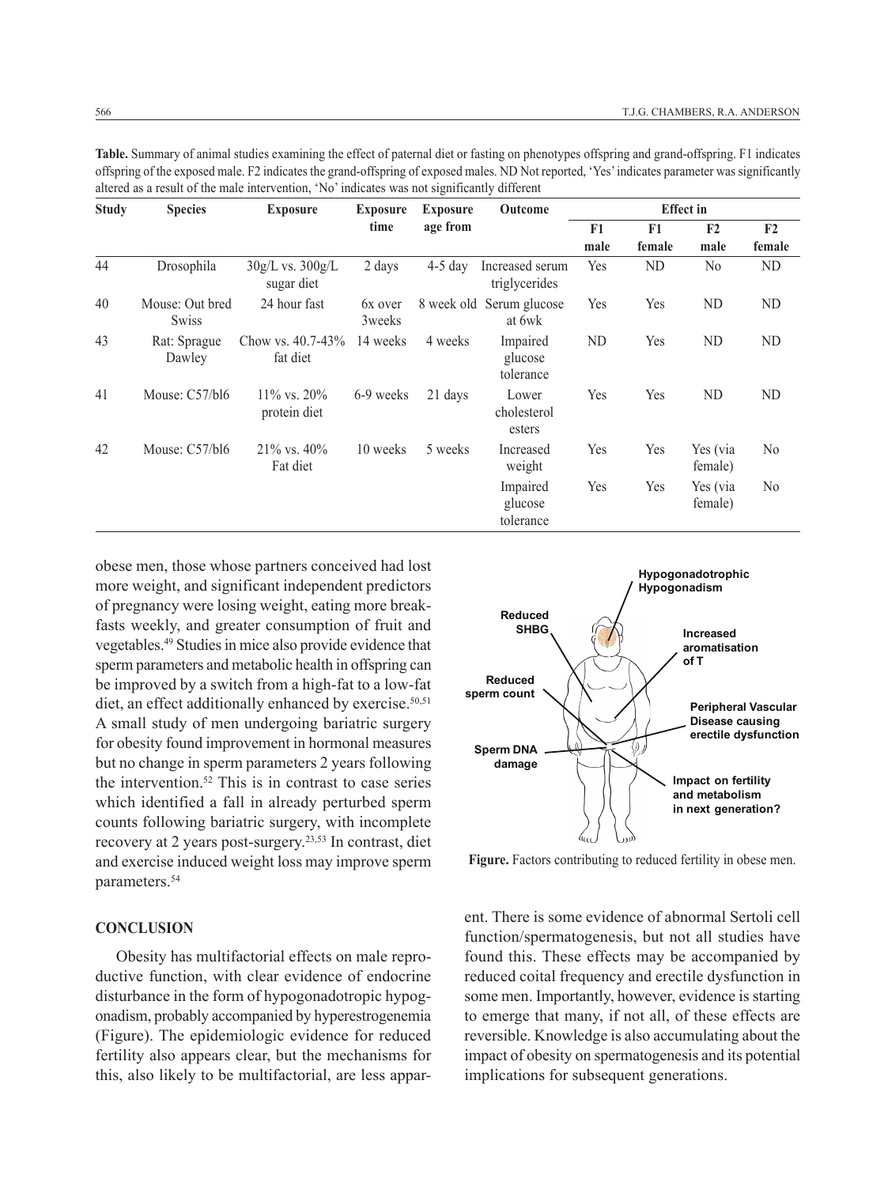**Table.** Summary of animal studies examining the effect of paternal diet or fasting on phenotypes offspring and grand-offspring. F1 indicates offspring of the exposed male. F2 indicates the grand-offspring of exposed males. ND Not reported, 'Yes' indicates parameter was significantly altered as a result of the male intervention, 'No' indicates was not significantly different

| Study | Species | Exposure | Exposure time | Exposure age from | Outcome | Effect in | | | |
|---|---|---|---|---|---|---|---|---|---|
| | | | | | | F1 male | F1 female | F2 male | F2 female |
| 44 | Drosophila | 30g/L vs. 300g/L sugar diet | 2 days | 4-5 day | Increased serum triglycerides | Yes | ND | No | ND |
| 40 | Mouse: Out bred Swiss | 24 hour fast | 6x over 3weeks | 8 week old | Serum glucose at 6wk | Yes | Yes | ND | ND |
| 43 | Rat: Sprague Dawley | Chow vs. 40.7-43% fat diet | 14 weeks | 4 weeks | Impaired glucose tolerance | ND | Yes | ND | ND |
| 41 | Mouse: C57/bl6 | 11% vs. 20% protein diet | 6-9 weeks | 21 days | Lower cholesterol esters | Yes | Yes | ND | ND |
| 42 | Mouse: C57/bl6 | 21% vs. 40% Fat diet | 10 weeks | 5 weeks | Increased weight | Yes | Yes | Yes (via female) | No |
| | | | | | Impaired glucose tolerance | Yes | Yes | Yes (via female) | No |

obese men, those whose partners conceived had lost more weight, and significant independent predictors of pregnancy were losing weight, eating more breakfasts weekly, and greater consumption of fruit and vegetables.[49] Studies in mice also provide evidence that sperm parameters and metabolic health in offspring can be improved by a switch from a high-fat to a low-fat diet, an effect additionally enhanced by exercise.[50,51] A small study of men undergoing bariatric surgery for obesity found improvement in hormonal measures but no change in sperm parameters 2 years following the intervention.[52] This is in contrast to case series which identified a fall in already perturbed sperm counts following bariatric surgery, with incomplete recovery at 2 years post-surgery.[23,53] In contrast, diet and exercise induced weight loss may improve sperm parameters.[54]

## CONCLUSION

Obesity has multifactorial effects on male reproductive function, with clear evidence of endocrine disturbance in the form of hypogonadotropic hypogonadism, probably accompanied by hyperestrogenemia (Figure). The epidemiologic evidence for reduced fertility also appears clear, but the mechanisms for this, also likely to be multifactorial, are less apparent. There is some evidence of abnormal Sertoli cell function/spermatogenesis, but not all studies have found this. These effects may be accompanied by reduced coital frequency and erectile dysfunction in some men. Importantly, however, evidence is starting to emerge that many, if not all, of these effects are reversible. Knowledge is also accumulating about the impact of obesity on spermatogenesis and its potential implications for subsequent generations.

**Figure.** Factors contributing to reduced fertility in obese men.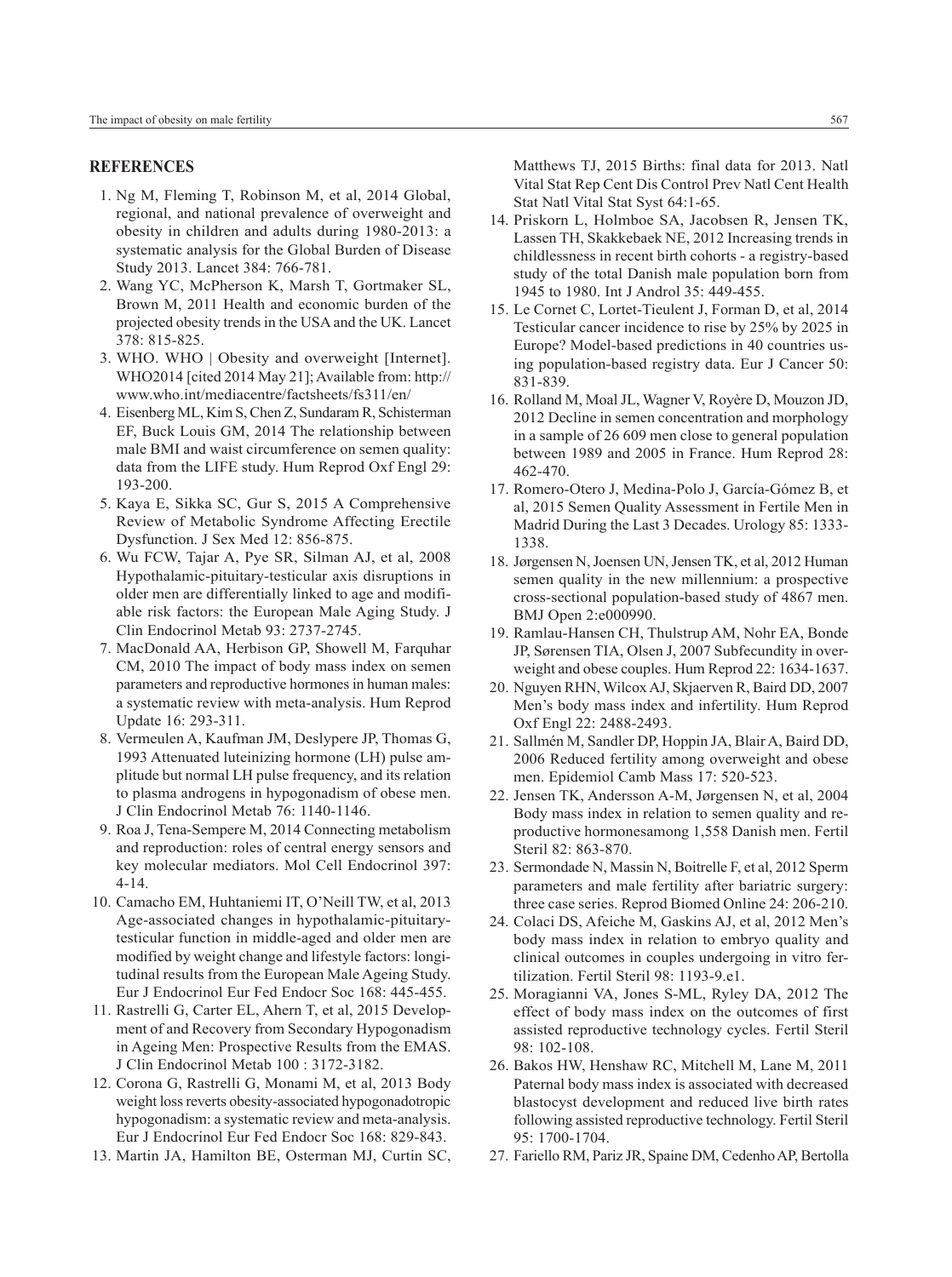## REFERENCES

1. Ng M, Fleming T, Robinson M, et al, 2014 Global, regional, and national prevalence of overweight and obesity in children and adults during 1980-2013: a systematic analysis for the Global Burden of Disease Study 2013. Lancet 384: 766-781.
2. Wang YC, McPherson K, Marsh T, Gortmaker SL, Brown M, 2011 Health and economic burden of the projected obesity trends in the USA and the UK. Lancet 378: 815-825.
3. WHO. WHO | Obesity and overweight [Internet]. WHO2014 [cited 2014 May 21]; Available from: http://www.who.int/mediacentre/factsheets/fs311/en/
4. Eisenberg ML, Kim S, Chen Z, Sundaram R, Schisterman EF, Buck Louis GM, 2014 The relationship between male BMI and waist circumference on semen quality: data from the LIFE study. Hum Reprod Oxf Engl 29: 193-200.
5. Kaya E, Sikka SC, Gur S, 2015 A Comprehensive Review of Metabolic Syndrome Affecting Erectile Dysfunction. J Sex Med 12: 856-875.
6. Wu FCW, Tajar A, Pye SR, Silman AJ, et al, 2008 Hypothalamic-pituitary-testicular axis disruptions in older men are differentially linked to age and modifiable risk factors: the European Male Aging Study. J Clin Endocrinol Metab 93: 2737-2745.
7. MacDonald AA, Herbison GP, Showell M, Farquhar CM, 2010 The impact of body mass index on semen parameters and reproductive hormones in human males: a systematic review with meta-analysis. Hum Reprod Update 16: 293-311.
8. Vermeulen A, Kaufman JM, Deslypere JP, Thomas G, 1993 Attenuated luteinizing hormone (LH) pulse amplitude but normal LH pulse frequency, and its relation to plasma androgens in hypogonadism of obese men. J Clin Endocrinol Metab 76: 1140-1146.
9. Roa J, Tena-Sempere M, 2014 Connecting metabolism and reproduction: roles of central energy sensors and key molecular mediators. Mol Cell Endocrinol 397: 4-14.
10. Camacho EM, Huhtaniemi IT, O'Neill TW, et al, 2013 Age-associated changes in hypothalamic-pituitary-testicular function in middle-aged and older men are modified by weight change and lifestyle factors: longitudinal results from the European Male Ageing Study. Eur J Endocrinol Eur Fed Endocr Soc 168: 445-455.
11. Rastrelli G, Carter EL, Ahern T, et al, 2015 Development of and Recovery from Secondary Hypogonadism in Ageing Men: Prospective Results from the EMAS. J Clin Endocrinol Metab 100 : 3172-3182.
12. Corona G, Rastrelli G, Monami M, et al, 2013 Body weight loss reverts obesity-associated hypogonadotropic hypogonadism: a systematic review and meta-analysis. Eur J Endocrinol Eur Fed Endocr Soc 168: 829-843.
13. Martin JA, Hamilton BE, Osterman MJ, Curtin SC, Matthews TJ, 2015 Births: final data for 2013. Natl Vital Stat Rep Cent Dis Control Prev Natl Cent Health Stat Natl Vital Stat Syst 64:1-65.
14. Priskorn L, Holmboe SA, Jacobsen R, Jensen TK, Lassen TH, Skakkebaek NE, 2012 Increasing trends in childlessness in recent birth cohorts - a registry-based study of the total Danish male population born from 1945 to 1980. Int J Androl 35: 449-455.
15. Le Cornet C, Lortet-Tieulent J, Forman D, et al, 2014 Testicular cancer incidence to rise by 25% by 2025 in Europe? Model-based predictions in 40 countries using population-based registry data. Eur J Cancer 50: 831-839.
16. Rolland M, Moal JL, Wagner V, Royère D, Mouzon JD, 2012 Decline in semen concentration and morphology in a sample of 26 609 men close to general population between 1989 and 2005 in France. Hum Reprod 28: 462-470.
17. Romero-Otero J, Medina-Polo J, García-Gómez B, et al, 2015 Semen Quality Assessment in Fertile Men in Madrid During the Last 3 Decades. Urology 85: 1333-1338.
18. Jørgensen N, Joensen UN, Jensen TK, et al, 2012 Human semen quality in the new millennium: a prospective cross-sectional population-based study of 4867 men. BMJ Open 2:e000990.
19. Ramlau-Hansen CH, Thulstrup AM, Nohr EA, Bonde JP, Sørensen TIA, Olsen J, 2007 Subfecundity in overweight and obese couples. Hum Reprod 22: 1634-1637.
20. Nguyen RHN, Wilcox AJ, Skjaerven R, Baird DD, 2007 Men's body mass index and infertility. Hum Reprod Oxf Engl 22: 2488-2493.
21. Sallmén M, Sandler DP, Hoppin JA, Blair A, Baird DD, 2006 Reduced fertility among overweight and obese men. Epidemiol Camb Mass 17: 520-523.
22. Jensen TK, Andersson A-M, Jørgensen N, et al, 2004 Body mass index in relation to semen quality and reproductive hormonesamong 1,558 Danish men. Fertil Steril 82: 863-870.
23. Sermondade N, Massin N, Boitrelle F, et al, 2012 Sperm parameters and male fertility after bariatric surgery: three case series. Reprod Biomed Online 24: 206-210.
24. Colaci DS, Afeiche M, Gaskins AJ, et al, 2012 Men's body mass index in relation to embryo quality and clinical outcomes in couples undergoing in vitro fertilization. Fertil Steril 98: 1193-9.e1.
25. Moragianni VA, Jones S-ML, Ryley DA, 2012 The effect of body mass index on the outcomes of first assisted reproductive technology cycles. Fertil Steril 98: 102-108.
26. Bakos HW, Henshaw RC, Mitchell M, Lane M, 2011 Paternal body mass index is associated with decreased blastocyst development and reduced live birth rates following assisted reproductive technology. Fertil Steril 95: 1700-1704.
27. Fariello RM, Pariz JR, Spaine DM, Cedenho AP, Bertolla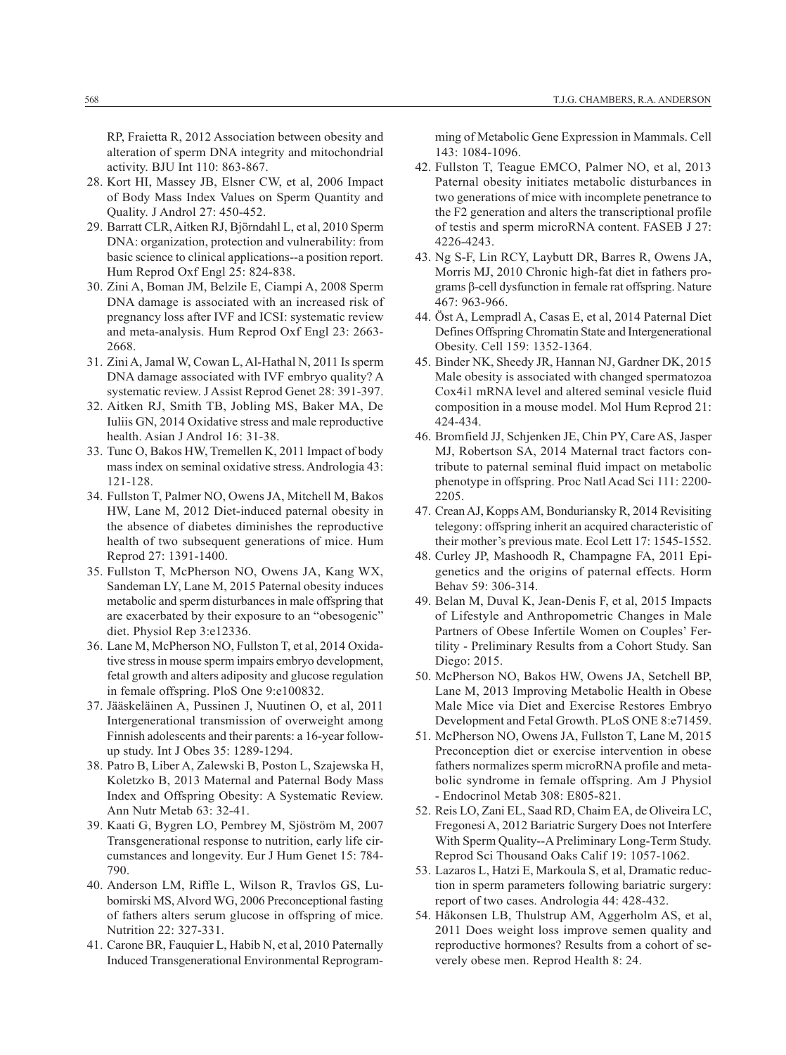RP, Fraietta R, 2012 Association between obesity and alteration of sperm DNA integrity and mitochondrial activity. BJU Int 110: 863-867.

28. Kort HI, Massey JB, Elsner CW, et al, 2006 Impact of Body Mass Index Values on Sperm Quantity and Quality. J Androl 27: 450-452.
29. Barratt CLR, Aitken RJ, Björndahl L, et al, 2010 Sperm DNA: organization, protection and vulnerability: from basic science to clinical applications--a position report. Hum Reprod Oxf Engl 25: 824-838.
30. Zini A, Boman JM, Belzile E, Ciampi A, 2008 Sperm DNA damage is associated with an increased risk of pregnancy loss after IVF and ICSI: systematic review and meta-analysis. Hum Reprod Oxf Engl 23: 2663-2668.
31. Zini A, Jamal W, Cowan L, Al-Hathal N, 2011 Is sperm DNA damage associated with IVF embryo quality? A systematic review. J Assist Reprod Genet 28: 391-397.
32. Aitken RJ, Smith TB, Jobling MS, Baker MA, De Iuliis GN, 2014 Oxidative stress and male reproductive health. Asian J Androl 16: 31-38.
33. Tunc O, Bakos HW, Tremellen K, 2011 Impact of body mass index on seminal oxidative stress. Andrologia 43: 121-128.
34. Fullston T, Palmer NO, Owens JA, Mitchell M, Bakos HW, Lane M, 2012 Diet-induced paternal obesity in the absence of diabetes diminishes the reproductive health of two subsequent generations of mice. Hum Reprod 27: 1391-1400.
35. Fullston T, McPherson NO, Owens JA, Kang WX, Sandeman LY, Lane M, 2015 Paternal obesity induces metabolic and sperm disturbances in male offspring that are exacerbated by their exposure to an "obesogenic" diet. Physiol Rep 3:e12336.
36. Lane M, McPherson NO, Fullston T, et al, 2014 Oxidative stress in mouse sperm impairs embryo development, fetal growth and alters adiposity and glucose regulation in female offspring. PloS One 9:e100832.
37. Jääskeläinen A, Pussinen J, Nuutinen O, et al, 2011 Intergenerational transmission of overweight among Finnish adolescents and their parents: a 16-year follow-up study. Int J Obes 35: 1289-1294.
38. Patro B, Liber A, Zalewski B, Poston L, Szajewska H, Koletzko B, 2013 Maternal and Paternal Body Mass Index and Offspring Obesity: A Systematic Review. Ann Nutr Metab 63: 32-41.
39. Kaati G, Bygren LO, Pembrey M, Sjöström M, 2007 Transgenerational response to nutrition, early life circumstances and longevity. Eur J Hum Genet 15: 784-790.
40. Anderson LM, Riffle L, Wilson R, Travlos GS, Lubomirski MS, Alvord WG, 2006 Preconceptional fasting of fathers alters serum glucose in offspring of mice. Nutrition 22: 327-331.
41. Carone BR, Fauquier L, Habib N, et al, 2010 Paternally Induced Transgenerational Environmental Reprogramming of Metabolic Gene Expression in Mammals. Cell 143: 1084-1096.
42. Fullston T, Teague EMCO, Palmer NO, et al, 2013 Paternal obesity initiates metabolic disturbances in two generations of mice with incomplete penetrance to the F2 generation and alters the transcriptional profile of testis and sperm microRNA content. FASEB J 27: 4226-4243.
43. Ng S-F, Lin RCY, Laybutt DR, Barres R, Owens JA, Morris MJ, 2010 Chronic high-fat diet in fathers programs β-cell dysfunction in female rat offspring. Nature 467: 963-966.
44. Öst A, Lempradl A, Casas E, et al, 2014 Paternal Diet Defines Offspring Chromatin State and Intergenerational Obesity. Cell 159: 1352-1364.
45. Binder NK, Sheedy JR, Hannan NJ, Gardner DK, 2015 Male obesity is associated with changed spermatozoa Cox4i1 mRNA level and altered seminal vesicle fluid composition in a mouse model. Mol Hum Reprod 21: 424-434.
46. Bromfield JJ, Schjenken JE, Chin PY, Care AS, Jasper MJ, Robertson SA, 2014 Maternal tract factors contribute to paternal seminal fluid impact on metabolic phenotype in offspring. Proc Natl Acad Sci 111: 2200-2205.
47. Crean AJ, Kopps AM, Bonduriansky R, 2014 Revisiting telegony: offspring inherit an acquired characteristic of their mother's previous mate. Ecol Lett 17: 1545-1552.
48. Curley JP, Mashoodh R, Champagne FA, 2011 Epigenetics and the origins of paternal effects. Horm Behav 59: 306-314.
49. Belan M, Duval K, Jean-Denis F, et al, 2015 Impacts of Lifestyle and Anthropometric Changes in Male Partners of Obese Infertile Women on Couples' Fertility - Preliminary Results from a Cohort Study. San Diego: 2015.
50. McPherson NO, Bakos HW, Owens JA, Setchell BP, Lane M, 2013 Improving Metabolic Health in Obese Male Mice via Diet and Exercise Restores Embryo Development and Fetal Growth. PLoS ONE 8:e71459.
51. McPherson NO, Owens JA, Fullston T, Lane M, 2015 Preconception diet or exercise intervention in obese fathers normalizes sperm microRNA profile and metabolic syndrome in female offspring. Am J Physiol - Endocrinol Metab 308: E805-821.
52. Reis LO, Zani EL, Saad RD, Chaim EA, de Oliveira LC, Fregonesi A, 2012 Bariatric Surgery Does not Interfere With Sperm Quality--A Preliminary Long-Term Study. Reprod Sci Thousand Oaks Calif 19: 1057-1062.
53. Lazaros L, Hatzi E, Markoula S, et al, Dramatic reduction in sperm parameters following bariatric surgery: report of two cases. Andrologia 44: 428-432.
54. Håkonsen LB, Thulstrup AM, Aggerholm AS, et al, 2011 Does weight loss improve semen quality and reproductive hormones? Results from a cohort of severely obese men. Reprod Health 8: 24.